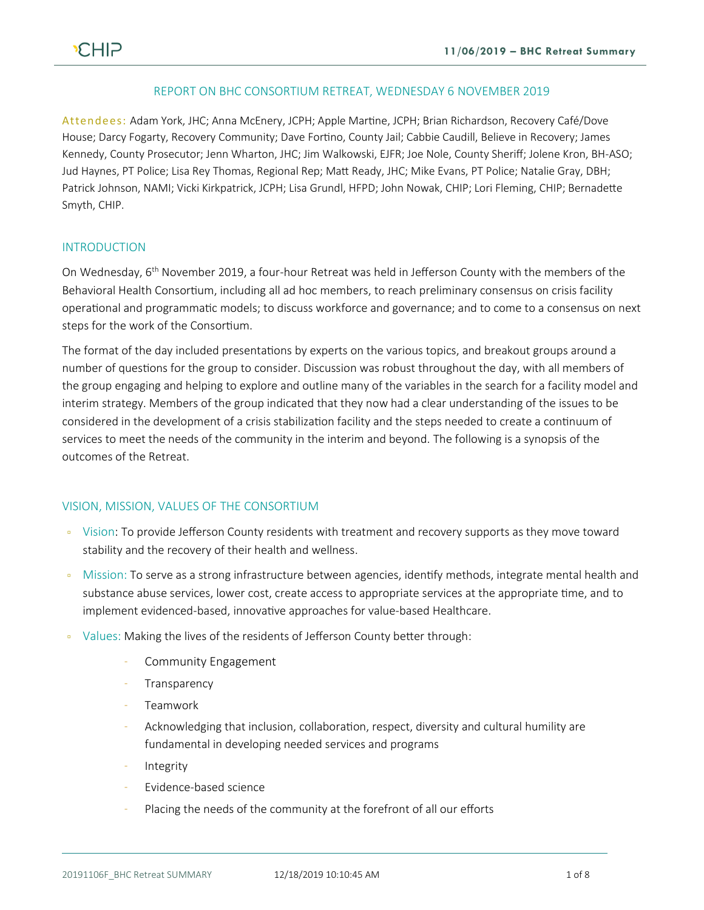# REPORT ON BHC CONSORTIUM RETREAT, WEDNESDAY 6 NOVEMBER 2019

**Attendees:** Adam York, JHC; Anna McEnery, JCPH; Apple Martine, JCPH; Brian Richardson, Recovery Café/Dove House; Darcy Fogarty, Recovery Community; Dave Fortino, County Jail; Cabbie Caudill, Believe in Recovery; James Kennedy, County Prosecutor; Jenn Wharton, JHC; Jim Walkowski, EJFR; Joe Nole, County Sheriff; Jolene Kron, BH-ASO; Jud Haynes, PT Police; Lisa Rey Thomas, Regional Rep; Matt Ready, JHC; Mike Evans, PT Police; Natalie Gray, DBH; Patrick Johnson, NAMI; Vicki Kirkpatrick, JCPH; Lisa Grundl, HFPD; John Nowak, CHIP; Lori Fleming, CHIP; Bernadette Smyth, CHIP.

## INTRODUCTION

On Wednesday, 6th November 2019, a four-hour Retreat was held in Jefferson County with the members of the Behavioral Health Consortium, including all ad hoc members, to reach preliminary consensus on crisis facility operational and programmatic models; to discuss workforce and governance; and to come to a consensus on next steps for the work of the Consortium.

The format of the day included presentations by experts on the various topics, and breakout groups around a number of questions for the group to consider. Discussion was robust throughout the day, with all members of the group engaging and helping to explore and outline many of the variables in the search for a facility model and interim strategy. Members of the group indicated that they now had a clear understanding of the issues to be considered in the development of a crisis stabilization facility and the steps needed to create a continuum of services to meet the needs of the community in the interim and beyond. The following is a synopsis of the outcomes of the Retreat.

## VISION, MISSION, VALUES OF THE CONSORTIUM

- Vision: To provide Jefferson County residents with treatment and recovery supports as they move toward stability and the recovery of their health and wellness.
- Mission: To serve as a strong infrastructure between agencies, identify methods, integrate mental health and substance abuse services, lower cost, create access to appropriate services at the appropriate time, and to implement evidenced-based, innovative approaches for value-based Healthcare.
- Values: Making the lives of the residents of Jefferson County better through:
  - Community Engagement
  - Transparency
  - Teamwork
  - Acknowledging that inclusion, collaboration, respect, diversity and cultural humility are fundamental in developing needed services and programs
  - Integrity
  - Evidence-based science
  - Placing the needs of the community at the forefront of all our efforts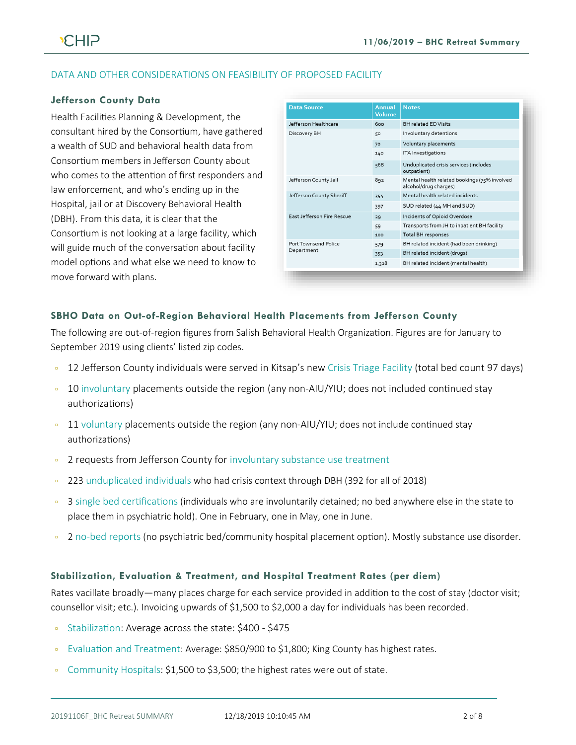## DATA AND OTHER CONSIDERATIONS ON FEASIBILITY OF PROPOSED FACILITY

### Jefferson County Data

Health Facilities Planning & Development, the consultant hired by the Consortium, have gathered a wealth of SUD and behavioral health data from Consortium members in Jefferson County about who comes to the attention of first responders and law enforcement, and who's ending up in the Hospital, jail or at Discovery Behavioral Health (DBH). From this data, it is clear that the Consortium is not looking at a large facility, which will guide much of the conversation about facility model options and what else we need to know to move forward with plans.

| Data Source | Annual Volume | Notes |
|---|---|---|
| Jefferson Healthcare | 600 | BH related ED Visits |
| Discovery BH | 50 | Involuntary detentions |
| | 70 | Voluntary placements |
| | 140 | ITA Investigations |
| | 568 | Unduplicated crisis services (includes outpatient) |
| Jefferson County Jail | 892 | Mental health related bookings (75% involved alcohol/drug charges) |
| Jefferson County Sheriff | 354 | Mental health related incidents |
| | 397 | SUD related (44 MH and SUD) |
| East Jefferson Fire Rescue | 29 | Incidents of Opioid Overdose |
| | 59 | Transports from JH to inpatient BH facility |
| | 100 | Total BH responses |
| Port Townsend Police Department | 579 | BH related incident (had been drinking) |
| | 353 | BH related incident (drugs) |
| | 1,318 | BH related incident (mental health) |

### SBHO Data on Out-of-Region Behavioral Health Placements from Jefferson County

The following are out-of-region figures from Salish Behavioral Health Organization. Figures are for January to September 2019 using clients' listed zip codes.

- 12 Jefferson County individuals were served in Kitsap's new Crisis Triage Facility (total bed count 97 days)
- 10 involuntary placements outside the region (any non-AIU/YIU; does not included continued stay authorizations)
- 11 voluntary placements outside the region (any non-AIU/YIU; does not include continued stay authorizations)
- 2 requests from Jefferson County for involuntary substance use treatment
- 223 unduplicated individuals who had crisis context through DBH (392 for all of 2018)
- 3 single bed certifications (individuals who are involuntarily detained; no bed anywhere else in the state to place them in psychiatric hold). One in February, one in May, one in June.
- 2 no-bed reports (no psychiatric bed/community hospital placement option). Mostly substance use disorder.

### Stabilization, Evaluation & Treatment, and Hospital Treatment Rates (per diem)

Rates vacillate broadly—many places charge for each service provided in addition to the cost of stay (doctor visit; counsellor visit; etc.). Invoicing upwards of $1,500 to $2,000 a day for individuals has been recorded.

- Stabilization: Average across the state: $400 - $475
- Evaluation and Treatment: Average: $850/900 to $1,800; King County has highest rates.
- Community Hospitals: $1,500 to $3,500; the highest rates were out of state.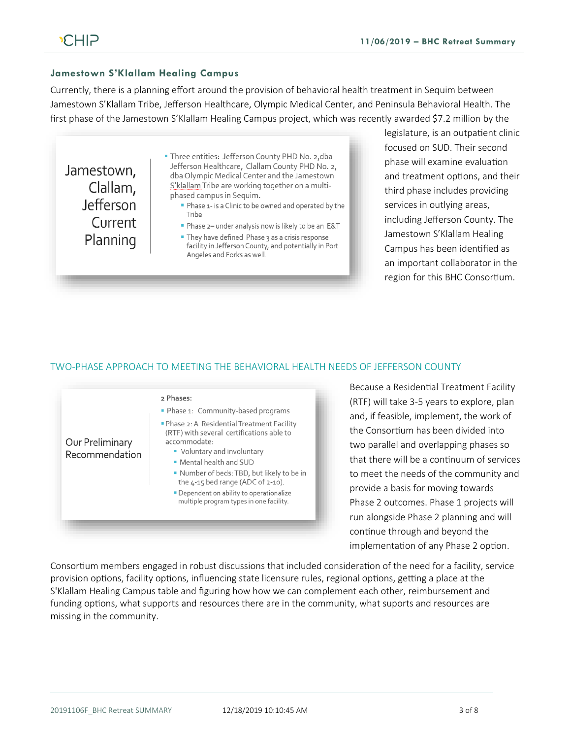### Jamestown S'Klallam Healing Campus

Currently, there is a planning effort around the provision of behavioral health treatment in Sequim between Jamestown S'Klallam Tribe, Jefferson Healthcare, Olympic Medical Center, and Peninsula Behavioral Health. The first phase of the Jamestown S'Klallam Healing Campus project, which was recently awarded $7.2 million by the legislature, is an outpatient clinic focused on SUD. Their second phase will examine evaluation and treatment options, and their third phase includes providing services in outlying areas, including Jefferson County. The Jamestown S'Klallam Healing Campus has been identified as an important collaborator in the region for this BHC Consortium.

**Jamestown, Clallam, Jefferson Current Planning**

- Three entities: Jefferson County PHD No. 2,dba Jefferson Healthcare, Clallam County PHD No. 2, dba Olympic Medical Center and the Jamestown S'klallam Tribe are working together on a multi-phased campus in Sequim.
  - Phase 1- is a Clinic to be owned and operated by the Tribe
  - Phase 2– under analysis now is likely to be an E&T
  - They have defined Phase 3 as a crisis response facility in Jefferson County, and potentially in Port Angeles and Forks as well.

## TWO-PHASE APPROACH TO MEETING THE BEHAVIORAL HEALTH NEEDS OF JEFFERSON COUNTY

**Our Preliminary Recommendation**

2 Phases:

- Phase 1: Community-based programs
- Phase 2: A Residential Treatment Facility (RTF) with several certifications able to accommodate:
  - Voluntary and involuntary
  - Mental health and SUD
  - Number of beds: TBD, but likely to be in the 4-15 bed range (ADC of 2-10).
  - Dependent on ability to operationalize multiple program types in one facility.

Because a Residential Treatment Facility (RTF) will take 3-5 years to explore, plan and, if feasible, implement, the work of the Consortium has been divided into two parallel and overlapping phases so that there will be a continuum of services to meet the needs of the community and provide a basis for moving towards Phase 2 outcomes. Phase 1 projects will run alongside Phase 2 planning and will continue through and beyond the implementation of any Phase 2 option.

Consortium members engaged in robust discussions that included consideration of the need for a facility, service provision options, facility options, influencing state licensure rules, regional options, getting a place at the S'Klallam Healing Campus table and figuring how how we can complement each other, reimbursement and funding options, what supports and resources there are in the community, what suports and resources are missing in the community.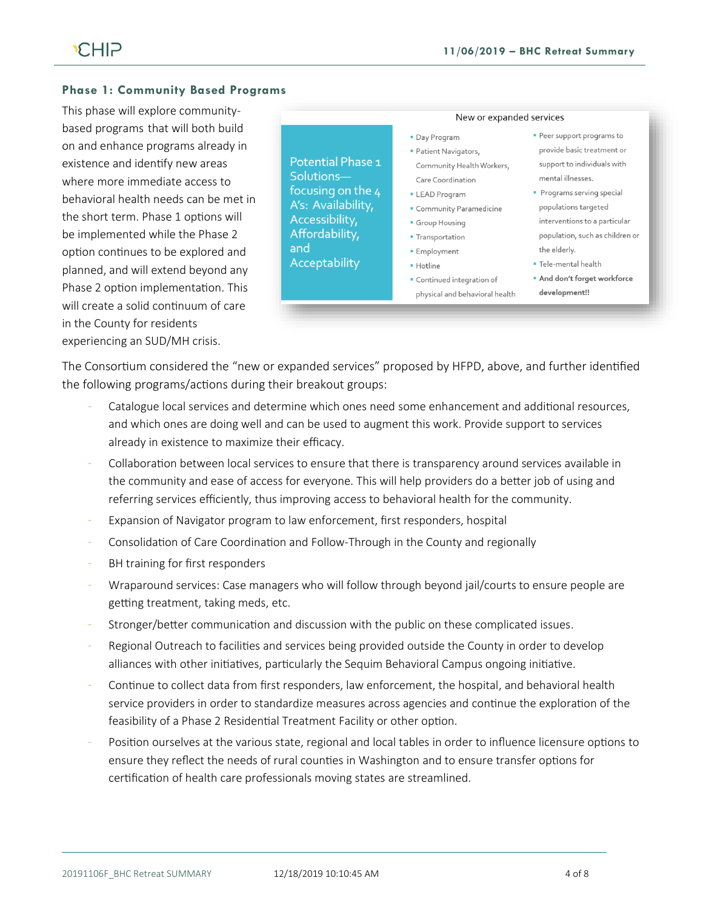### Phase 1: Community Based Programs

This phase will explore community-based programs that will both build on and enhance programs already in existence and identify new areas where more immediate access to behavioral health needs can be met in the short term. Phase 1 options will be implemented while the Phase 2 option continues to be explored and planned, and will extend beyond any Phase 2 option implementation. This will create a solid continuum of care in the County for residents experiencing an SUD/MH crisis.

**Potential Phase 1 Solutions—focusing on the 4 A's: Availability, Accessibility, Affordability, and Acceptability**

New or expanded services

- Day Program
- Patient Navigators, Community Health Workers, Care Coordination
- LEAD Program
- Community Paramedicine
- Group Housing
- Transportation
- Employment
- Hotline
- Continued integration of physical and behavioral health
- Peer support programs to provide basic treatment or support to individuals with mental illnesses.
- Programs serving special populations targeted interventions to a particular population, such as children or the elderly.
- Tele-mental health
- **And don't forget workforce development!!**

The Consortium considered the "new or expanded services" proposed by HFPD, above, and further identified the following programs/actions during their breakout groups:

- Catalogue local services and determine which ones need some enhancement and additional resources, and which ones are doing well and can be used to augment this work. Provide support to services already in existence to maximize their efficacy.
- Collaboration between local services to ensure that there is transparency around services available in the community and ease of access for everyone. This will help providers do a better job of using and referring services efficiently, thus improving access to behavioral health for the community.
- Expansion of Navigator program to law enforcement, first responders, hospital
- Consolidation of Care Coordination and Follow-Through in the County and regionally
- BH training for first responders
- Wraparound services: Case managers who will follow through beyond jail/courts to ensure people are getting treatment, taking meds, etc.
- Stronger/better communication and discussion with the public on these complicated issues.
- Regional Outreach to facilities and services being provided outside the County in order to develop alliances with other initiatives, particularly the Sequim Behavioral Campus ongoing initiative.
- Continue to collect data from first responders, law enforcement, the hospital, and behavioral health service providers in order to standardize measures across agencies and continue the exploration of the feasibility of a Phase 2 Residential Treatment Facility or other option.
- Position ourselves at the various state, regional and local tables in order to influence licensure options to ensure they reflect the needs of rural counties in Washington and to ensure transfer options for certification of health care professionals moving states are streamlined.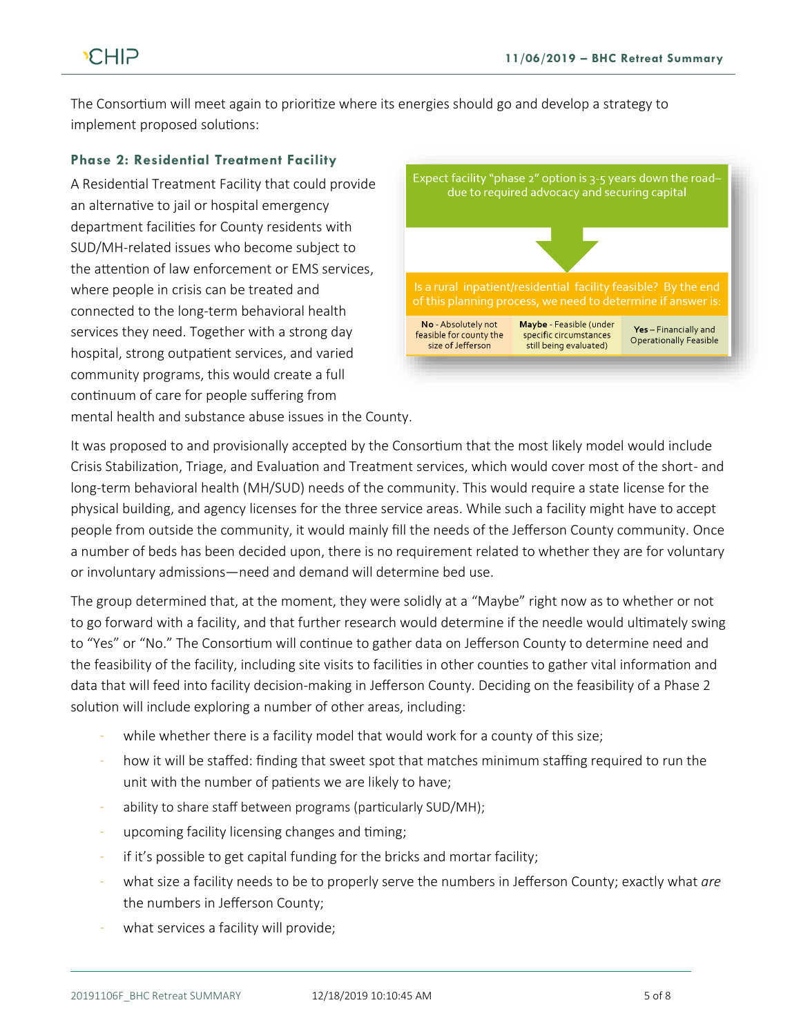The Consortium will meet again to prioritize where its energies should go and develop a strategy to implement proposed solutions:

### Phase 2: Residential Treatment Facility

A Residential Treatment Facility that could provide an alternative to jail or hospital emergency department facilities for County residents with SUD/MH-related issues who become subject to the attention of law enforcement or EMS services, where people in crisis can be treated and connected to the long-term behavioral health services they need. Together with a strong day hospital, strong outpatient services, and varied community programs, this would create a full continuum of care for people suffering from mental health and substance abuse issues in the County.

Expect facility "phase 2" option is 3-5 years down the road– due to required advocacy and securing capital

Is a rural inpatient/residential facility feasible? By the end of this planning process, we need to determine if answer is:

| **No** - Absolutely not feasible for county the size of Jefferson | **Maybe** - Feasible (under specific circumstances still being evaluated) | **Yes** – Financially and Operationally Feasible |
|---|---|---|

It was proposed to and provisionally accepted by the Consortium that the most likely model would include Crisis Stabilization, Triage, and Evaluation and Treatment services, which would cover most of the short- and long-term behavioral health (MH/SUD) needs of the community. This would require a state license for the physical building, and agency licenses for the three service areas. While such a facility might have to accept people from outside the community, it would mainly fill the needs of the Jefferson County community. Once a number of beds has been decided upon, there is no requirement related to whether they are for voluntary or involuntary admissions—need and demand will determine bed use.

The group determined that, at the moment, they were solidly at a "Maybe" right now as to whether or not to go forward with a facility, and that further research would determine if the needle would ultimately swing to "Yes" or "No." The Consortium will continue to gather data on Jefferson County to determine need and the feasibility of the facility, including site visits to facilities in other counties to gather vital information and data that will feed into facility decision-making in Jefferson County. Deciding on the feasibility of a Phase 2 solution will include exploring a number of other areas, including:

- while whether there is a facility model that would work for a county of this size;
- how it will be staffed: finding that sweet spot that matches minimum staffing required to run the unit with the number of patients we are likely to have;
- ability to share staff between programs (particularly SUD/MH);
- upcoming facility licensing changes and timing;
- if it's possible to get capital funding for the bricks and mortar facility;
- what size a facility needs to be to properly serve the numbers in Jefferson County; exactly what *are* the numbers in Jefferson County;
- what services a facility will provide;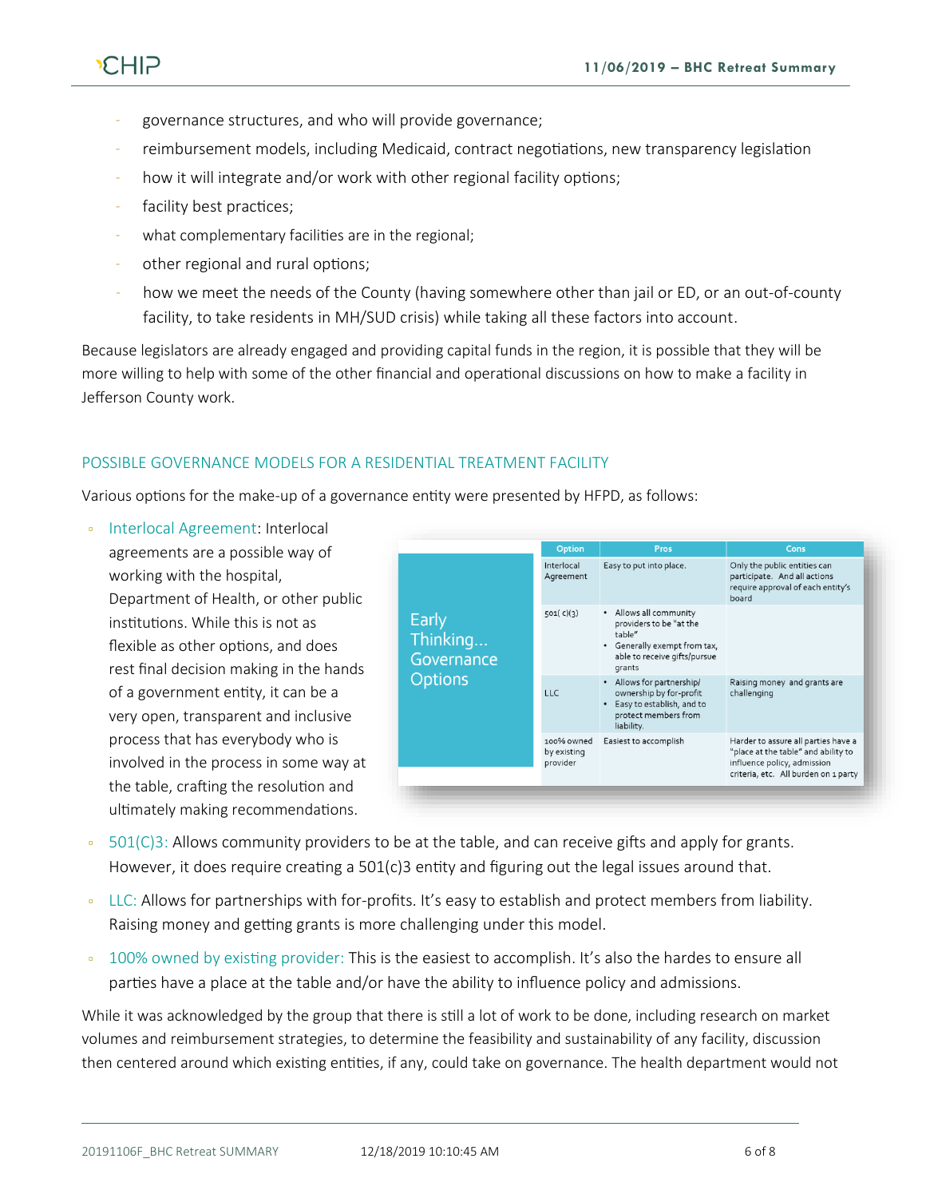- governance structures, and who will provide governance;
- reimbursement models, including Medicaid, contract negotiations, new transparency legislation
- how it will integrate and/or work with other regional facility options;
- facility best practices;
- what complementary facilities are in the regional;
- other regional and rural options;
- how we meet the needs of the County (having somewhere other than jail or ED, or an out-of-county facility, to take residents in MH/SUD crisis) while taking all these factors into account.

Because legislators are already engaged and providing capital funds in the region, it is possible that they will be more willing to help with some of the other financial and operational discussions on how to make a facility in Jefferson County work.

## POSSIBLE GOVERNANCE MODELS FOR A RESIDENTIAL TREATMENT FACILITY

Various options for the make-up of a governance entity were presented by HFPD, as follows:

**Early Thinking... Governance Options**

| Option | Pros | Cons |
|---|---|---|
| Interlocal Agreement | Easy to put into place. | Only the public entities can participate. And all actions require approval of each entity's board |
| 501( c)(3) | • Allows all community providers to be "at the table" • Generally exempt from tax, able to receive gifts/pursue grants | |
| LLC | • Allows for partnership/ ownership by for-profit • Easy to establish, and to protect members from liability. | Raising money and grants are challenging |
| 100% owned by existing provider | Easiest to accomplish | Harder to assure all parties have a "place at the table" and ability to influence policy, admission criteria, etc. All burden on 1 party |

- Interlocal Agreement: Interlocal agreements are a possible way of working with the hospital, Department of Health, or other public institutions. While this is not as flexible as other options, and does rest final decision making in the hands of a government entity, it can be a very open, transparent and inclusive process that has everybody who is involved in the process in some way at the table, crafting the resolution and ultimately making recommendations.
- 501(C)3: Allows community providers to be at the table, and can receive gifts and apply for grants. However, it does require creating a 501(c)3 entity and figuring out the legal issues around that.
- LLC: Allows for partnerships with for-profits. It's easy to establish and protect members from liability. Raising money and getting grants is more challenging under this model.
- 100% owned by existing provider: This is the easiest to accomplish. It's also the hardes to ensure all parties have a place at the table and/or have the ability to influence policy and admissions.

While it was acknowledged by the group that there is still a lot of work to be done, including research on market volumes and reimbursement strategies, to determine the feasibility and sustainability of any facility, discussion then centered around which existing entities, if any, could take on governance. The health department would not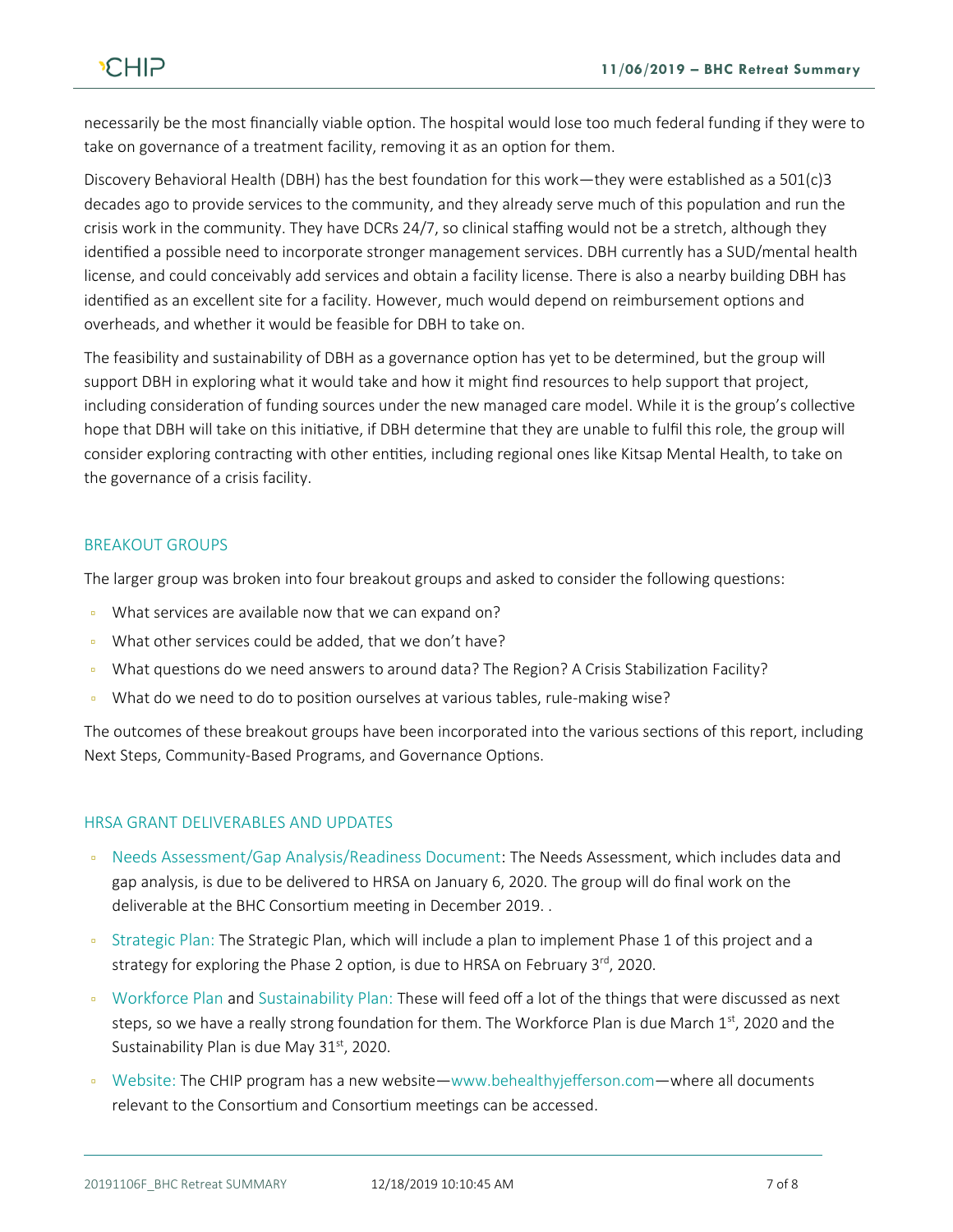necessarily be the most financially viable option. The hospital would lose too much federal funding if they were to take on governance of a treatment facility, removing it as an option for them.

Discovery Behavioral Health (DBH) has the best foundation for this work—they were established as a 501(c)3 decades ago to provide services to the community, and they already serve much of this population and run the crisis work in the community. They have DCRs 24/7, so clinical staffing would not be a stretch, although they identified a possible need to incorporate stronger management services. DBH currently has a SUD/mental health license, and could conceivably add services and obtain a facility license. There is also a nearby building DBH has identified as an excellent site for a facility. However, much would depend on reimbursement options and overheads, and whether it would be feasible for DBH to take on.

The feasibility and sustainability of DBH as a governance option has yet to be determined, but the group will support DBH in exploring what it would take and how it might find resources to help support that project, including consideration of funding sources under the new managed care model. While it is the group's collective hope that DBH will take on this initiative, if DBH determine that they are unable to fulfil this role, the group will consider exploring contracting with other entities, including regional ones like Kitsap Mental Health, to take on the governance of a crisis facility.

## BREAKOUT GROUPS

The larger group was broken into four breakout groups and asked to consider the following questions:

- What services are available now that we can expand on?
- What other services could be added, that we don't have?
- What questions do we need answers to around data? The Region? A Crisis Stabilization Facility?
- What do we need to do to position ourselves at various tables, rule-making wise?

The outcomes of these breakout groups have been incorporated into the various sections of this report, including Next Steps, Community-Based Programs, and Governance Options.

## HRSA GRANT DELIVERABLES AND UPDATES

- Needs Assessment/Gap Analysis/Readiness Document: The Needs Assessment, which includes data and gap analysis, is due to be delivered to HRSA on January 6, 2020. The group will do final work on the deliverable at the BHC Consortium meeting in December 2019. .
- Strategic Plan: The Strategic Plan, which will include a plan to implement Phase 1 of this project and a strategy for exploring the Phase 2 option, is due to HRSA on February 3rd, 2020.
- Workforce Plan and Sustainability Plan: These will feed off a lot of the things that were discussed as next steps, so we have a really strong foundation for them. The Workforce Plan is due March 1st, 2020 and the Sustainability Plan is due May 31st, 2020.
- Website: The CHIP program has a new website—www.behealthyjefferson.com—where all documents relevant to the Consortium and Consortium meetings can be accessed.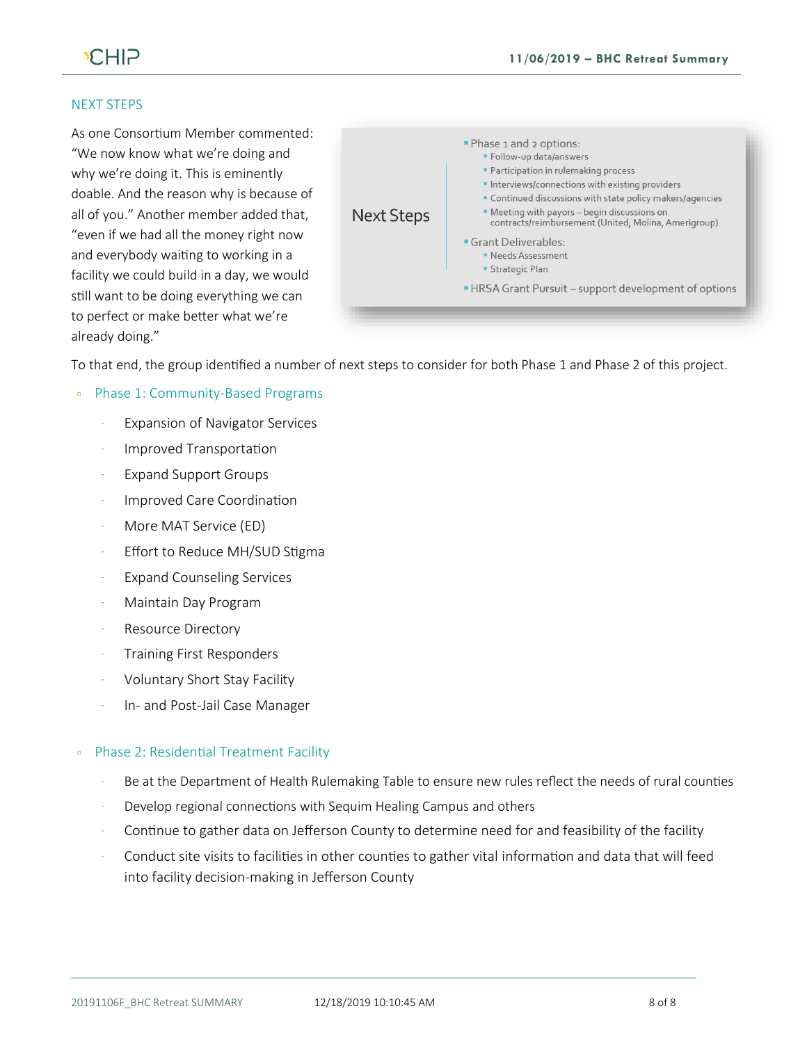## NEXT STEPS

As one Consortium Member commented: "We now know what we're doing and why we're doing it. This is eminently doable. And the reason why is because of all of you." Another member added that, "even if we had all the money right now and everybody waiting to working in a facility we could build in a day, we would still want to be doing everything we can to perfect or make better what we're already doing."

Next Steps

- Phase 1 and 2 options:
  - Follow-up data/answers
  - Participation in rulemaking process
  - Interviews/connections with existing providers
  - Continued discussions with state policy makers/agencies
  - Meeting with payors – begin discussions on contracts/reimbursement (United, Molina, Amerigroup)
- Grant Deliverables:
  - Needs Assessment
  - Strategic Plan
- HRSA Grant Pursuit – support development of options

To that end, the group identified a number of next steps to consider for both Phase 1 and Phase 2 of this project.

- Phase 1: Community-Based Programs
  - Expansion of Navigator Services
  - Improved Transportation
  - Expand Support Groups
  - Improved Care Coordination
  - More MAT Service (ED)
  - Effort to Reduce MH/SUD Stigma
  - Expand Counseling Services
  - Maintain Day Program
  - Resource Directory
  - Training First Responders
  - Voluntary Short Stay Facility
  - In- and Post-Jail Case Manager

- Phase 2: Residential Treatment Facility
  - Be at the Department of Health Rulemaking Table to ensure new rules reflect the needs of rural counties
  - Develop regional connections with Sequim Healing Campus and others
  - Continue to gather data on Jefferson County to determine need for and feasibility of the facility
  - Conduct site visits to facilities in other counties to gather vital information and data that will feed into facility decision-making in Jefferson County